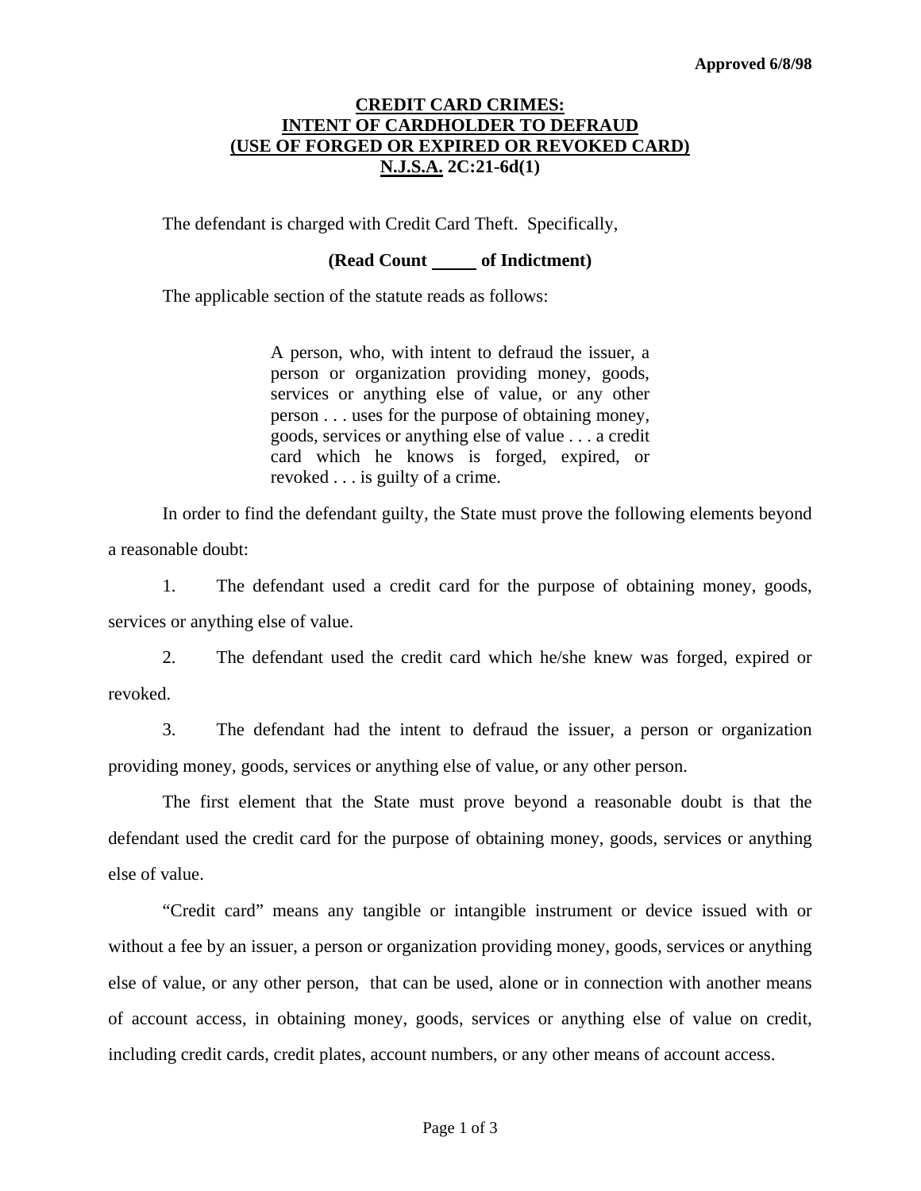**Approved 6/8/98**

# CREDIT CARD CRIMES: INTENT OF CARDHOLDER TO DEFRAUD (USE OF FORGED OR EXPIRED OR REVOKED CARD) N.J.S.A. 2C:21-6d(1)

The defendant is charged with Credit Card Theft. Specifically,

**(Read Count _____ of Indictment)**

The applicable section of the statute reads as follows:

> A person, who, with intent to defraud the issuer, a person or organization providing money, goods, services or anything else of value, or any other person . . . uses for the purpose of obtaining money, goods, services or anything else of value . . . a credit card which he knows is forged, expired, or revoked . . . is guilty of a crime.

In order to find the defendant guilty, the State must prove the following elements beyond a reasonable doubt:

1. The defendant used a credit card for the purpose of obtaining money, goods, services or anything else of value.

2. The defendant used the credit card which he/she knew was forged, expired or revoked.

3. The defendant had the intent to defraud the issuer, a person or organization providing money, goods, services or anything else of value, or any other person.

The first element that the State must prove beyond a reasonable doubt is that the defendant used the credit card for the purpose of obtaining money, goods, services or anything else of value.

"Credit card" means any tangible or intangible instrument or device issued with or without a fee by an issuer, a person or organization providing money, goods, services or anything else of value, or any other person, that can be used, alone or in connection with another means of account access, in obtaining money, goods, services or anything else of value on credit, including credit cards, credit plates, account numbers, or any other means of account access.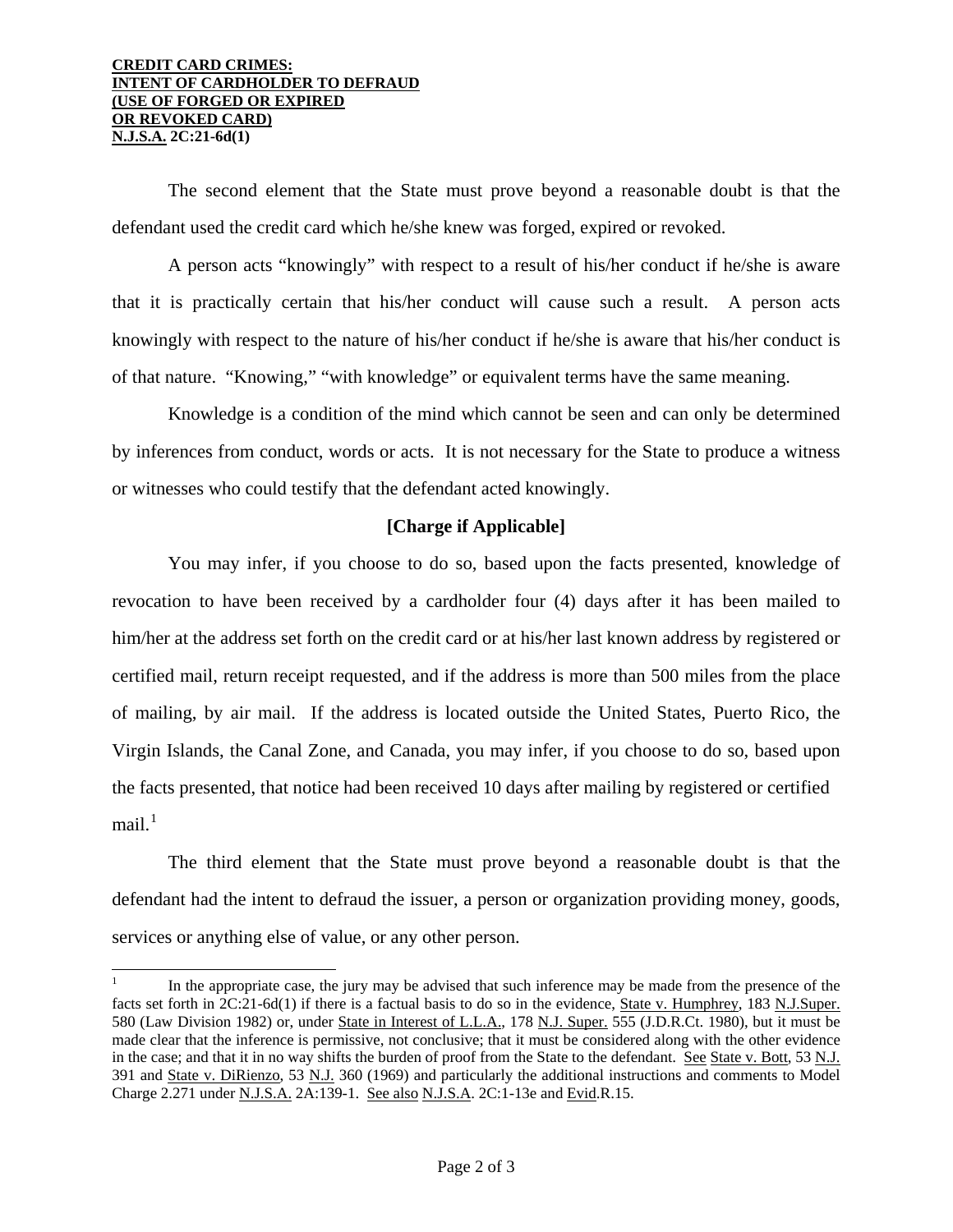**CREDIT CARD CRIMES:**
**INTENT OF CARDHOLDER TO DEFRAUD**
**(USE OF FORGED OR EXPIRED**
**OR REVOKED CARD)**
**N.J.S.A. 2C:21-6d(1)**

The second element that the State must prove beyond a reasonable doubt is that the defendant used the credit card which he/she knew was forged, expired or revoked.

A person acts "knowingly" with respect to a result of his/her conduct if he/she is aware that it is practically certain that his/her conduct will cause such a result. A person acts knowingly with respect to the nature of his/her conduct if he/she is aware that his/her conduct is of that nature. "Knowing," "with knowledge" or equivalent terms have the same meaning.

Knowledge is a condition of the mind which cannot be seen and can only be determined by inferences from conduct, words or acts. It is not necessary for the State to produce a witness or witnesses who could testify that the defendant acted knowingly.

**[Charge if Applicable]**

You may infer, if you choose to do so, based upon the facts presented, knowledge of revocation to have been received by a cardholder four (4) days after it has been mailed to him/her at the address set forth on the credit card or at his/her last known address by registered or certified mail, return receipt requested, and if the address is more than 500 miles from the place of mailing, by air mail. If the address is located outside the United States, Puerto Rico, the Virgin Islands, the Canal Zone, and Canada, you may infer, if you choose to do so, based upon the facts presented, that notice had been received 10 days after mailing by registered or certified mail.[1]

The third element that the State must prove beyond a reasonable doubt is that the defendant had the intent to defraud the issuer, a person or organization providing money, goods, services or anything else of value, or any other person.

---

[1] In the appropriate case, the jury may be advised that such inference may be made from the presence of the facts set forth in 2C:21-6d(1) if there is a factual basis to do so in the evidence, State v. Humphrey, 183 N.J.Super. 580 (Law Division 1982) or, under State in Interest of L.L.A., 178 N.J. Super. 555 (J.D.R.Ct. 1980), but it must be made clear that the inference is permissive, not conclusive; that it must be considered along with the other evidence in the case; and that it in no way shifts the burden of proof from the State to the defendant. See State v. Bott, 53 N.J. 391 and State v. DiRienzo, 53 N.J. 360 (1969) and particularly the additional instructions and comments to Model Charge 2.271 under N.J.S.A. 2A:139-1. See also N.J.S.A. 2C:1-13e and Evid.R.15.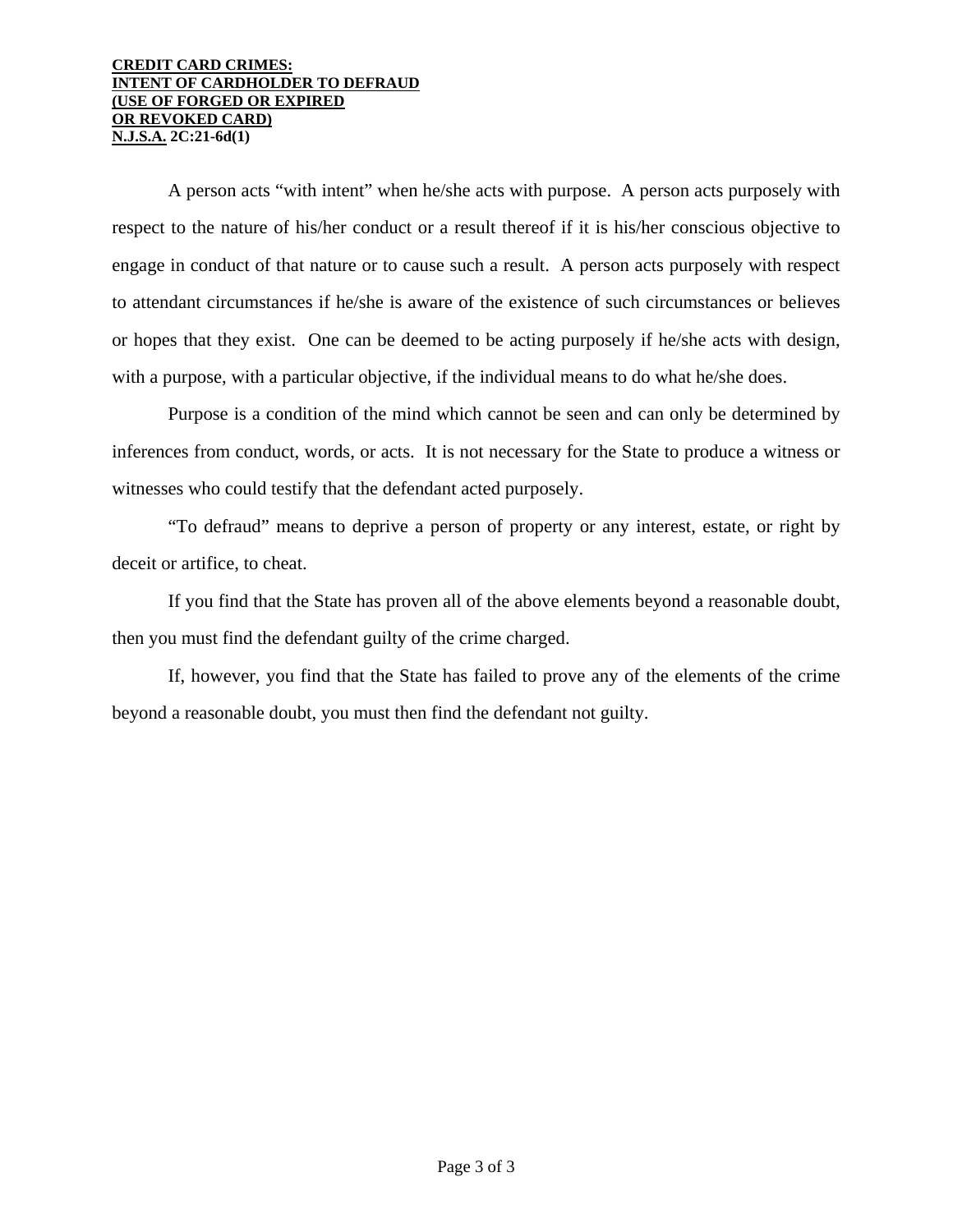A person acts "with intent" when he/she acts with purpose. A person acts purposely with respect to the nature of his/her conduct or a result thereof if it is his/her conscious objective to engage in conduct of that nature or to cause such a result. A person acts purposely with respect to attendant circumstances if he/she is aware of the existence of such circumstances or believes or hopes that they exist. One can be deemed to be acting purposely if he/she acts with design, with a purpose, with a particular objective, if the individual means to do what he/she does.

Purpose is a condition of the mind which cannot be seen and can only be determined by inferences from conduct, words, or acts. It is not necessary for the State to produce a witness or witnesses who could testify that the defendant acted purposely.

"To defraud" means to deprive a person of property or any interest, estate, or right by deceit or artifice, to cheat.

If you find that the State has proven all of the above elements beyond a reasonable doubt, then you must find the defendant guilty of the crime charged.

If, however, you find that the State has failed to prove any of the elements of the crime beyond a reasonable doubt, you must then find the defendant not guilty.